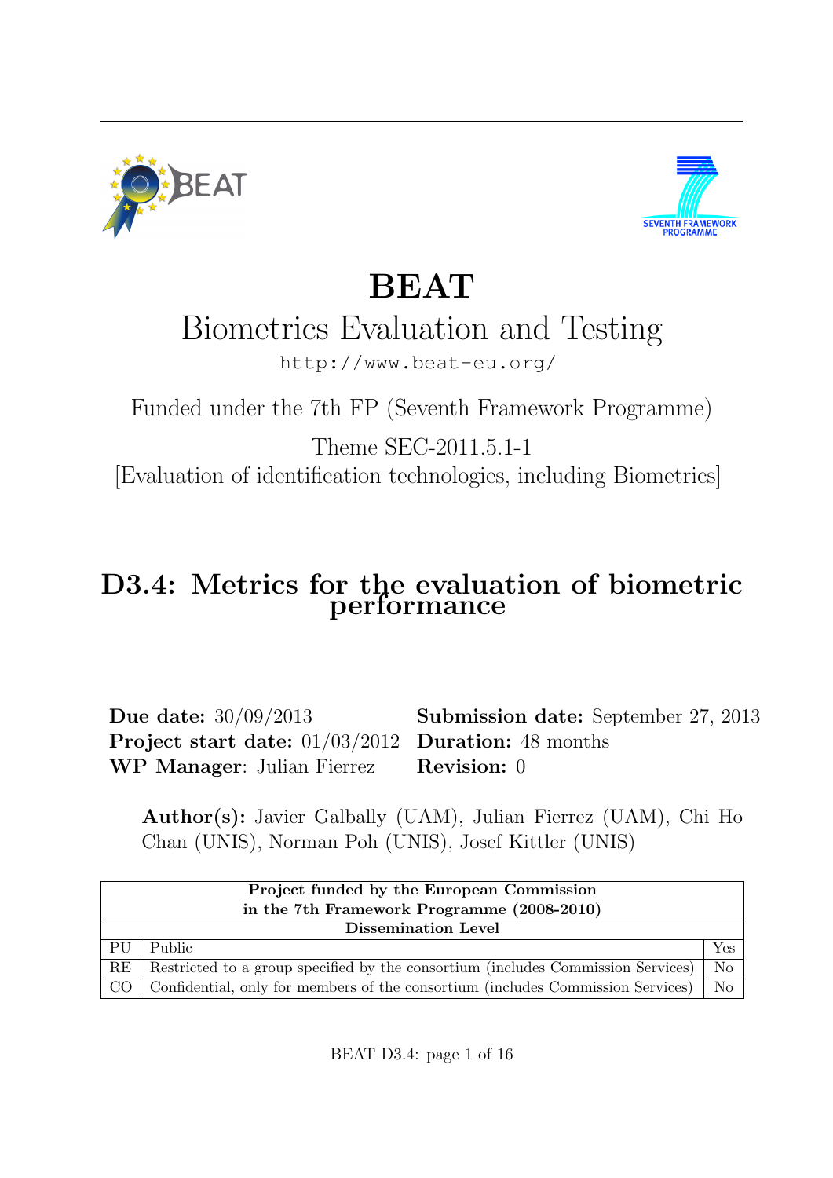# BEAT

## Biometrics Evaluation and Testing

http://www.beat-eu.org/

Funded under the 7th FP (Seventh Framework Programme)

Theme SEC-2011.5.1-1

[Evaluation of identification technologies, including Biometrics]

# D3.4: Metrics for the evaluation of biometric performance

**Due date:** 30/09/2013
**Submission date:** September 27, 2013
**Project start date:** 01/03/2012
**Duration:** 48 months
**WP Manager**: Julian Fierrez
**Revision:** 0

**Author(s):** Javier Galbally (UAM), Julian Fierrez (UAM), Chi Ho Chan (UNIS), Norman Poh (UNIS), Josef Kittler (UNIS)

| **Project funded by the European Commission in the 7th Framework Programme (2008-2010)** | | |
|---|---|---|
| **Dissemination Level** | | |
| PU | Public | Yes |
| RE | Restricted to a group specified by the consortium (includes Commission Services) | No |
| CO | Confidential, only for members of the consortium (includes Commission Services) | No |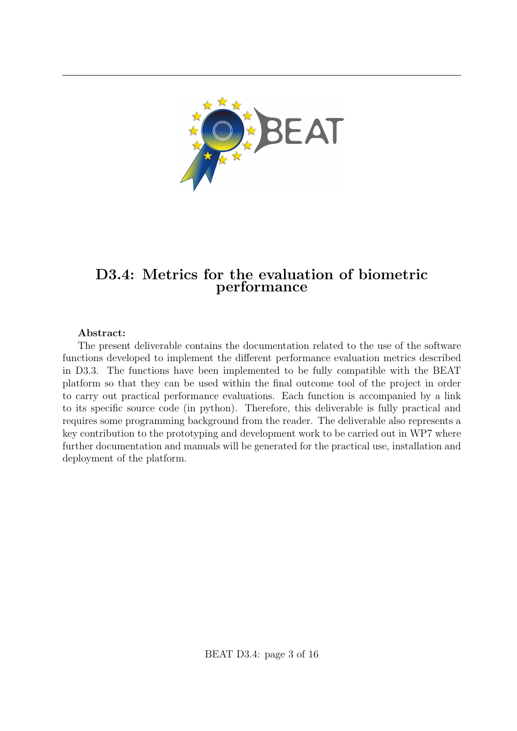# D3.4: Metrics for the evaluation of biometric performance

**Abstract:**

The present deliverable contains the documentation related to the use of the software functions developed to implement the different performance evaluation metrics described in D3.3. The functions have been implemented to be fully compatible with the BEAT platform so that they can be used within the final outcome tool of the project in order to carry out practical performance evaluations. Each function is accompanied by a link to its specific source code (in python). Therefore, this deliverable is fully practical and requires some programming background from the reader. The deliverable also represents a key contribution to the prototyping and development work to be carried out in WP7 where further documentation and manuals will be generated for the practical use, installation and deployment of the platform.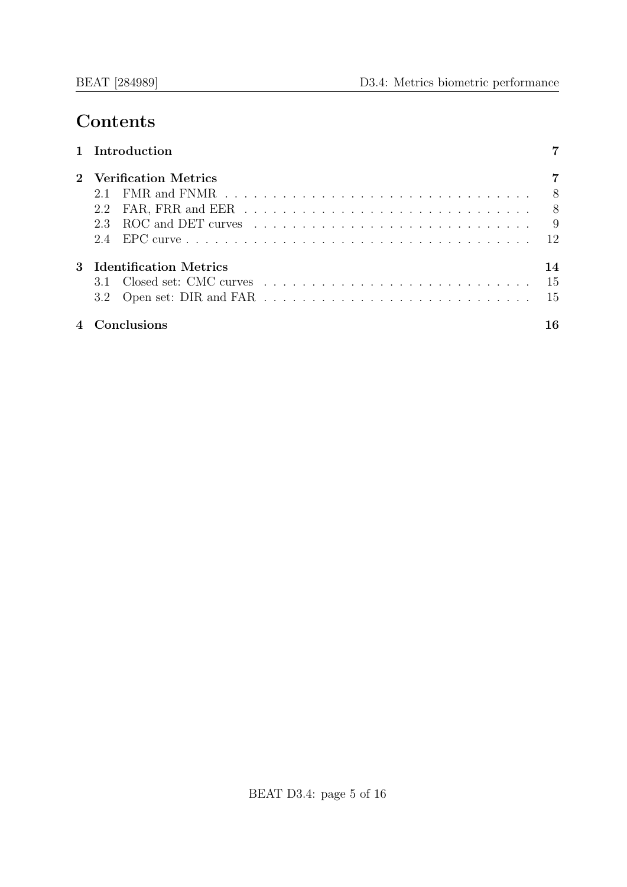# Contents

| | | |
|---|---|---|
| **1** | **Introduction** | **7** |
| **2** | **Verification Metrics** | **7** |
| 2.1 | FMR and FNMR | 8 |
| 2.2 | FAR, FRR and EER | 8 |
| 2.3 | ROC and DET curves | 9 |
| 2.4 | EPC curve | 12 |
| **3** | **Identification Metrics** | **14** |
| 3.1 | Closed set: CMC curves | 15 |
| 3.2 | Open set: DIR and FAR | 15 |
| **4** | **Conclusions** | **16** |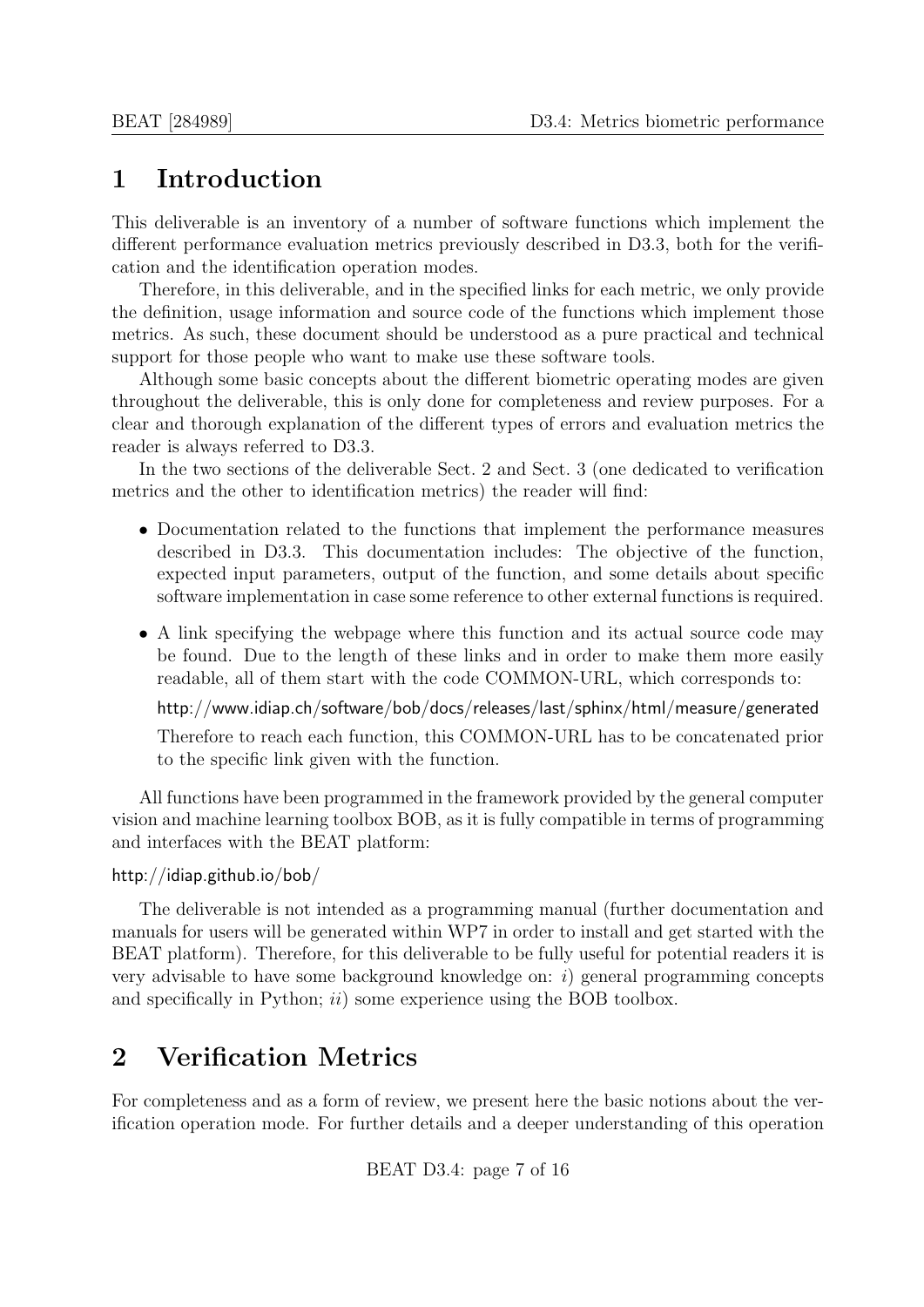# 1 Introduction

This deliverable is an inventory of a number of software functions which implement the different performance evaluation metrics previously described in D3.3, both for the verification and the identification operation modes.

Therefore, in this deliverable, and in the specified links for each metric, we only provide the definition, usage information and source code of the functions which implement those metrics. As such, these document should be understood as a pure practical and technical support for those people who want to make use these software tools.

Although some basic concepts about the different biometric operating modes are given throughout the deliverable, this is only done for completeness and review purposes. For a clear and thorough explanation of the different types of errors and evaluation metrics the reader is always referred to D3.3.

In the two sections of the deliverable Sect. 2 and Sect. 3 (one dedicated to verification metrics and the other to identification metrics) the reader will find:

- Documentation related to the functions that implement the performance measures described in D3.3. This documentation includes: The objective of the function, expected input parameters, output of the function, and some details about specific software implementation in case some reference to other external functions is required.
- A link specifying the webpage where this function and its actual source code may be found. Due to the length of these links and in order to make them more easily readable, all of them start with the code COMMON-URL, which corresponds to:

  http://www.idiap.ch/software/bob/docs/releases/last/sphinx/html/measure/generated

  Therefore to reach each function, this COMMON-URL has to be concatenated prior to the specific link given with the function.

All functions have been programmed in the framework provided by the general computer vision and machine learning toolbox BOB, as it is fully compatible in terms of programming and interfaces with the BEAT platform:

http://idiap.github.io/bob/

The deliverable is not intended as a programming manual (further documentation and manuals for users will be generated within WP7 in order to install and get started with the BEAT platform). Therefore, for this deliverable to be fully useful for potential readers it is very advisable to have some background knowledge on: *i*) general programming concepts and specifically in Python; *ii*) some experience using the BOB toolbox.

# 2 Verification Metrics

For completeness and as a form of review, we present here the basic notions about the verification operation mode. For further details and a deeper understanding of this operation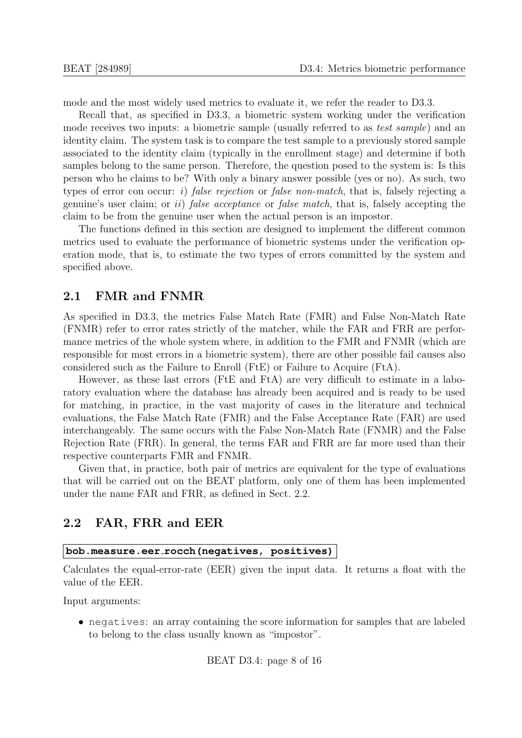mode and the most widely used metrics to evaluate it, we refer the reader to D3.3.

Recall that, as specified in D3.3, a biometric system working under the verification mode receives two inputs: a biometric sample (usually referred to as *test sample*) and an identity claim. The system task is to compare the test sample to a previously stored sample associated to the identity claim (typically in the enrollment stage) and determine if both samples belong to the same person. Therefore, the question posed to the system is: Is this person who he claims to be? With only a binary answer possible (yes or no). As such, two types of error con occur: *i*) *false rejection* or *false non-match*, that is, falsely rejecting a genuine's user claim; or *ii*) *false acceptance* or *false match*, that is, falsely accepting the claim to be from the genuine user when the actual person is an impostor.

The functions defined in this section are designed to implement the different common metrics used to evaluate the performance of biometric systems under the verification operation mode, that is, to estimate the two types of errors committed by the system and specified above.

## 2.1 FMR and FNMR

As specified in D3.3, the metrics False Match Rate (FMR) and False Non-Match Rate (FNMR) refer to error rates strictly of the matcher, while the FAR and FRR are performance metrics of the whole system where, in addition to the FMR and FNMR (which are responsible for most errors in a biometric system), there are other possible fail causes also considered such as the Failure to Enroll (FtE) or Failure to Acquire (FtA).

However, as these last errors (FtE and FtA) are very difficult to estimate in a laboratory evaluation where the database has already been acquired and is ready to be used for matching, in practice, in the vast majority of cases in the literature and technical evaluations, the False Match Rate (FMR) and the False Acceptance Rate (FAR) are used interchangeably. The same occurs with the False Non-Match Rate (FNMR) and the False Rejection Rate (FRR). In general, the terms FAR and FRR are far more used than their respective counterparts FMR and FNMR.

Given that, in practice, both pair of metrics are equivalent for the type of evaluations that will be carried out on the BEAT platform, only one of them has been implemented under the name FAR and FRR, as defined in Sect. 2.2.

## 2.2 FAR, FRR and EER

**`bob.measure.eer_rocch(negatives, positives)`**

Calculates the equal-error-rate (EER) given the input data. It returns a float with the value of the EER.

Input arguments:

- `negatives`: an array containing the score information for samples that are labeled to belong to the class usually known as "impostor".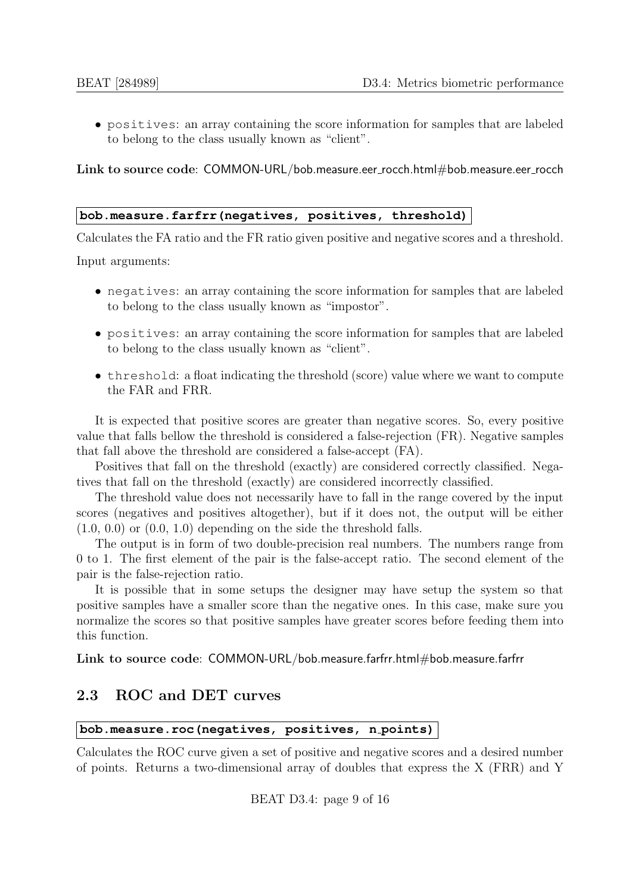- `positives`: an array containing the score information for samples that are labeled to belong to the class usually known as "client".

**Link to source code**: COMMON-URL/bob.measure.eer_rocch.html#bob.measure.eer_rocch

**`bob.measure.farfrr(negatives, positives, threshold)`**

Calculates the FA ratio and the FR ratio given positive and negative scores and a threshold.

Input arguments:

- `negatives`: an array containing the score information for samples that are labeled to belong to the class usually known as "impostor".
- `positives`: an array containing the score information for samples that are labeled to belong to the class usually known as "client".
- `threshold`: a float indicating the threshold (score) value where we want to compute the FAR and FRR.

It is expected that positive scores are greater than negative scores. So, every positive value that falls bellow the threshold is considered a false-rejection (FR). Negative samples that fall above the threshold are considered a false-accept (FA).

Positives that fall on the threshold (exactly) are considered correctly classified. Negatives that fall on the threshold (exactly) are considered incorrectly classified.

The threshold value does not necessarily have to fall in the range covered by the input scores (negatives and positives altogether), but if it does not, the output will be either (1.0, 0.0) or (0.0, 1.0) depending on the side the threshold falls.

The output is in form of two double-precision real numbers. The numbers range from 0 to 1. The first element of the pair is the false-accept ratio. The second element of the pair is the false-rejection ratio.

It is possible that in some setups the designer may have setup the system so that positive samples have a smaller score than the negative ones. In this case, make sure you normalize the scores so that positive samples have greater scores before feeding them into this function.

**Link to source code**: COMMON-URL/bob.measure.farfrr.html#bob.measure.farfrr

## 2.3 ROC and DET curves

**`bob.measure.roc(negatives, positives, n_points)`**

Calculates the ROC curve given a set of positive and negative scores and a desired number of points. Returns a two-dimensional array of doubles that express the X (FRR) and Y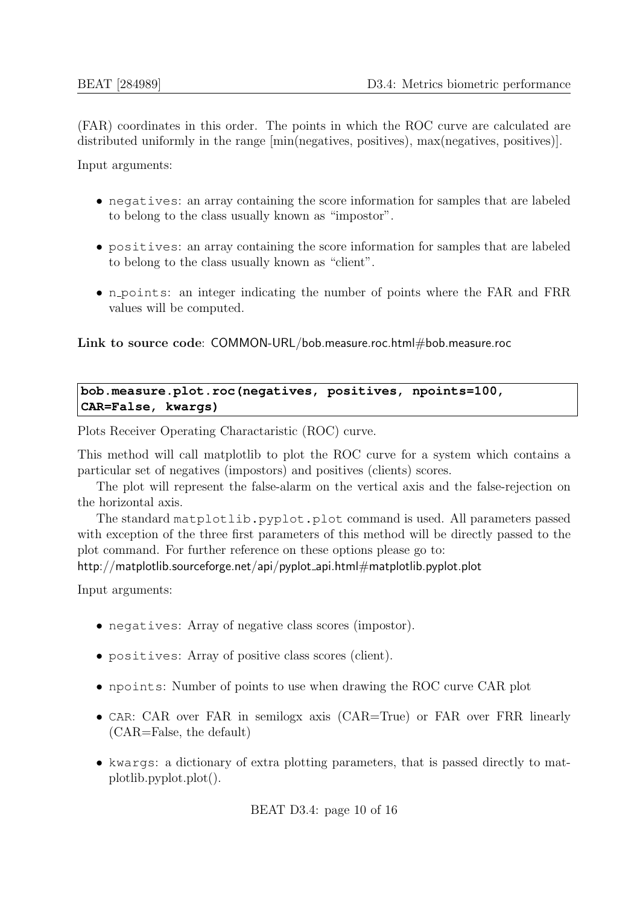(FAR) coordinates in this order. The points in which the ROC curve are calculated are distributed uniformly in the range [min(negatives, positives), max(negatives, positives)].

Input arguments:

- `negatives`: an array containing the score information for samples that are labeled to belong to the class usually known as "impostor".
- `positives`: an array containing the score information for samples that are labeled to belong to the class usually known as "client".
- `n_points`: an integer indicating the number of points where the FAR and FRR values will be computed.

**Link to source code**: COMMON-URL/bob.measure.roc.html#bob.measure.roc

**bob.measure.plot.roc(negatives, positives, npoints=100, CAR=False, kwargs)**

Plots Receiver Operating Charactaristic (ROC) curve.

This method will call matplotlib to plot the ROC curve for a system which contains a particular set of negatives (impostors) and positives (clients) scores.

The plot will represent the false-alarm on the vertical axis and the false-rejection on the horizontal axis.

The standard `matplotlib.pyplot.plot` command is used. All parameters passed with exception of the three first parameters of this method will be directly passed to the plot command. For further reference on these options please go to:
http://matplotlib.sourceforge.net/api/pyplot_api.html#matplotlib.pyplot.plot

Input arguments:

- `negatives`: Array of negative class scores (impostor).
- `positives`: Array of positive class scores (client).
- `npoints`: Number of points to use when drawing the ROC curve CAR plot
- `CAR`: CAR over FAR in semilogx axis (CAR=True) or FAR over FRR linearly (CAR=False, the default)
- `kwargs`: a dictionary of extra plotting parameters, that is passed directly to matplotlib.pyplot.plot().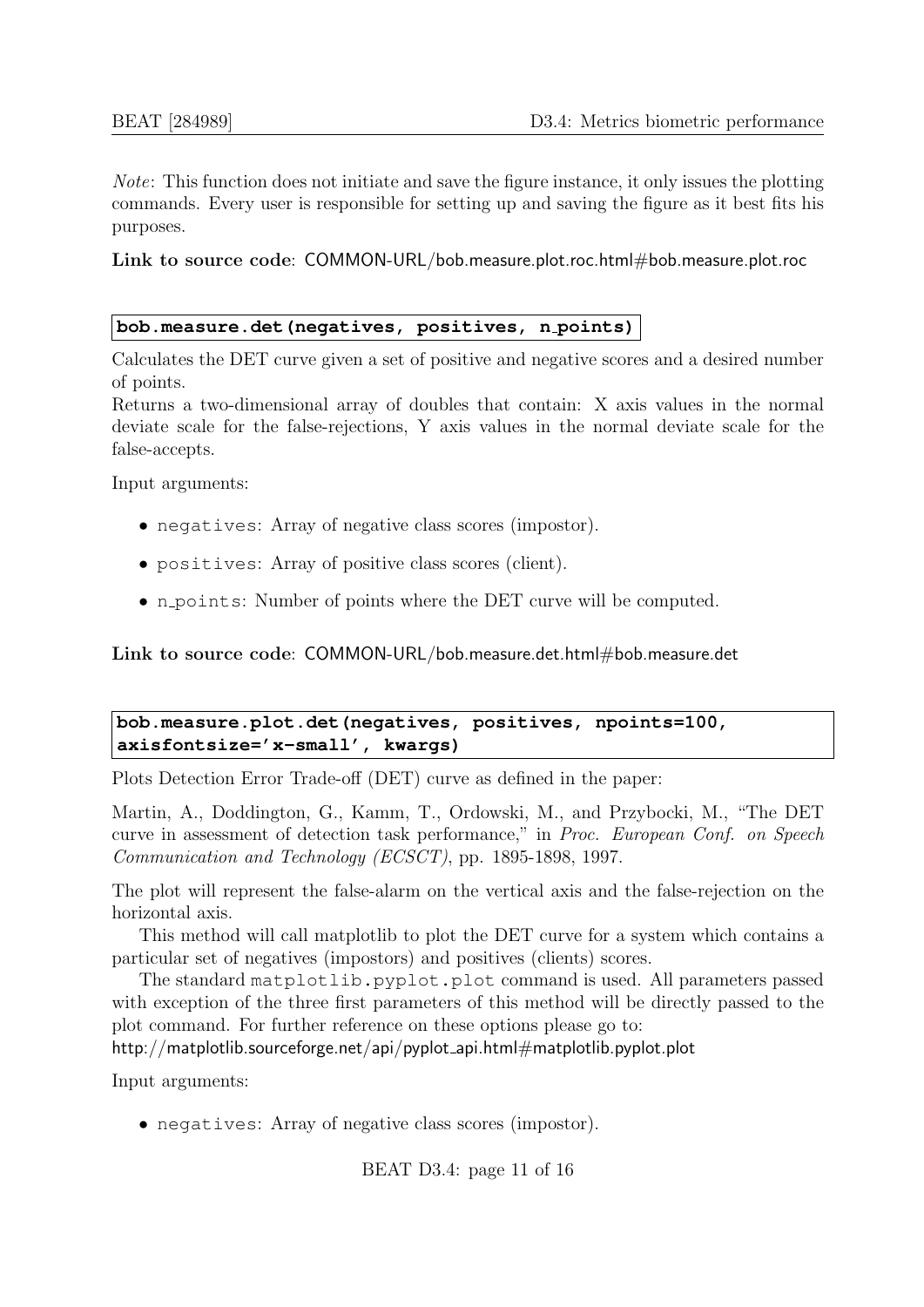*Note*: This function does not initiate and save the figure instance, it only issues the plotting commands. Every user is responsible for setting up and saving the figure as it best fits his purposes.

**Link to source code**: COMMON-URL/bob.measure.plot.roc.html#bob.measure.plot.roc

```
bob.measure.det(negatives, positives, n_points)
```

Calculates the DET curve given a set of positive and negative scores and a desired number of points.
Returns a two-dimensional array of doubles that contain: X axis values in the normal deviate scale for the false-rejections, Y axis values in the normal deviate scale for the false-accepts.

Input arguments:

- `negatives`: Array of negative class scores (impostor).
- `positives`: Array of positive class scores (client).
- `n_points`: Number of points where the DET curve will be computed.

**Link to source code**: COMMON-URL/bob.measure.det.html#bob.measure.det

```
bob.measure.plot.det(negatives, positives, npoints=100,
axisfontsize='x-small', kwargs)
```

Plots Detection Error Trade-off (DET) curve as defined in the paper:

Martin, A., Doddington, G., Kamm, T., Ordowski, M., and Przybocki, M., "The DET curve in assessment of detection task performance," in *Proc. European Conf. on Speech Communication and Technology (ECSCT)*, pp. 1895-1898, 1997.

The plot will represent the false-alarm on the vertical axis and the false-rejection on the horizontal axis.

This method will call matplotlib to plot the DET curve for a system which contains a particular set of negatives (impostors) and positives (clients) scores.

The standard `matplotlib.pyplot.plot` command is used. All parameters passed with exception of the three first parameters of this method will be directly passed to the plot command. For further reference on these options please go to:
http://matplotlib.sourceforge.net/api/pyplot_api.html#matplotlib.pyplot.plot

Input arguments:

- `negatives`: Array of negative class scores (impostor).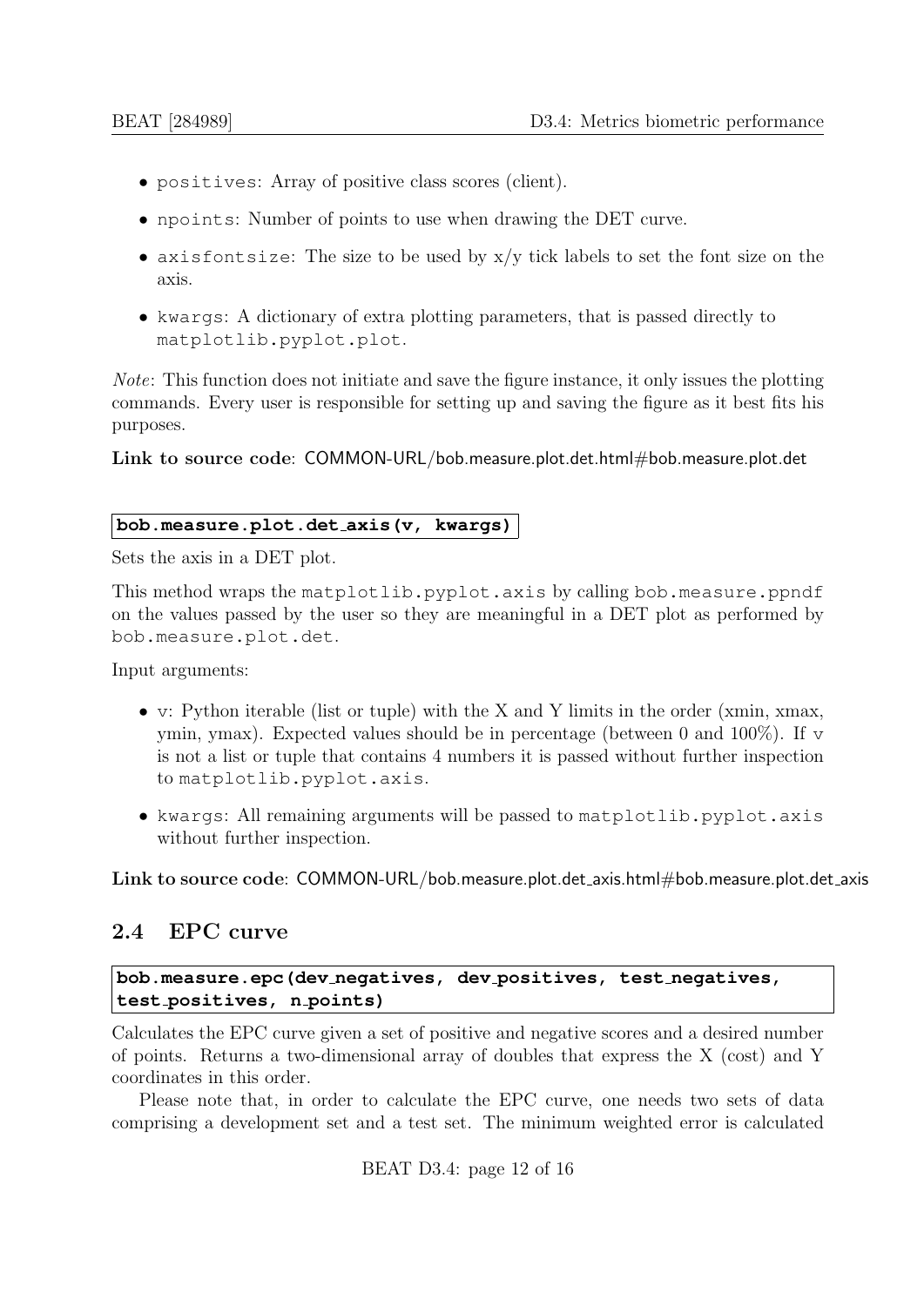- positives: Array of positive class scores (client).
- npoints: Number of points to use when drawing the DET curve.
- axisfontsize: The size to be used by x/y tick labels to set the font size on the axis.
- kwargs: A dictionary of extra plotting parameters, that is passed directly to matplotlib.pyplot.plot.

*Note*: This function does not initiate and save the figure instance, it only issues the plotting commands. Every user is responsible for setting up and saving the figure as it best fits his purposes.

**Link to source code**: COMMON-URL/bob.measure.plot.det.html#bob.measure.plot.det

**bob.measure.plot.det_axis(v, kwargs)**

Sets the axis in a DET plot.

This method wraps the matplotlib.pyplot.axis by calling bob.measure.ppndf on the values passed by the user so they are meaningful in a DET plot as performed by bob.measure.plot.det.

Input arguments:

- v: Python iterable (list or tuple) with the X and Y limits in the order (xmin, xmax, ymin, ymax). Expected values should be in percentage (between 0 and 100%). If v is not a list or tuple that contains 4 numbers it is passed without further inspection to matplotlib.pyplot.axis.
- kwargs: All remaining arguments will be passed to matplotlib.pyplot.axis without further inspection.

**Link to source code**: COMMON-URL/bob.measure.plot.det_axis.html#bob.measure.plot.det_axis

## 2.4 EPC curve

**bob.measure.epc(dev_negatives, dev_positives, test_negatives, test_positives, n_points)**

Calculates the EPC curve given a set of positive and negative scores and a desired number of points. Returns a two-dimensional array of doubles that express the X (cost) and Y coordinates in this order.

Please note that, in order to calculate the EPC curve, one needs two sets of data comprising a development set and a test set. The minimum weighted error is calculated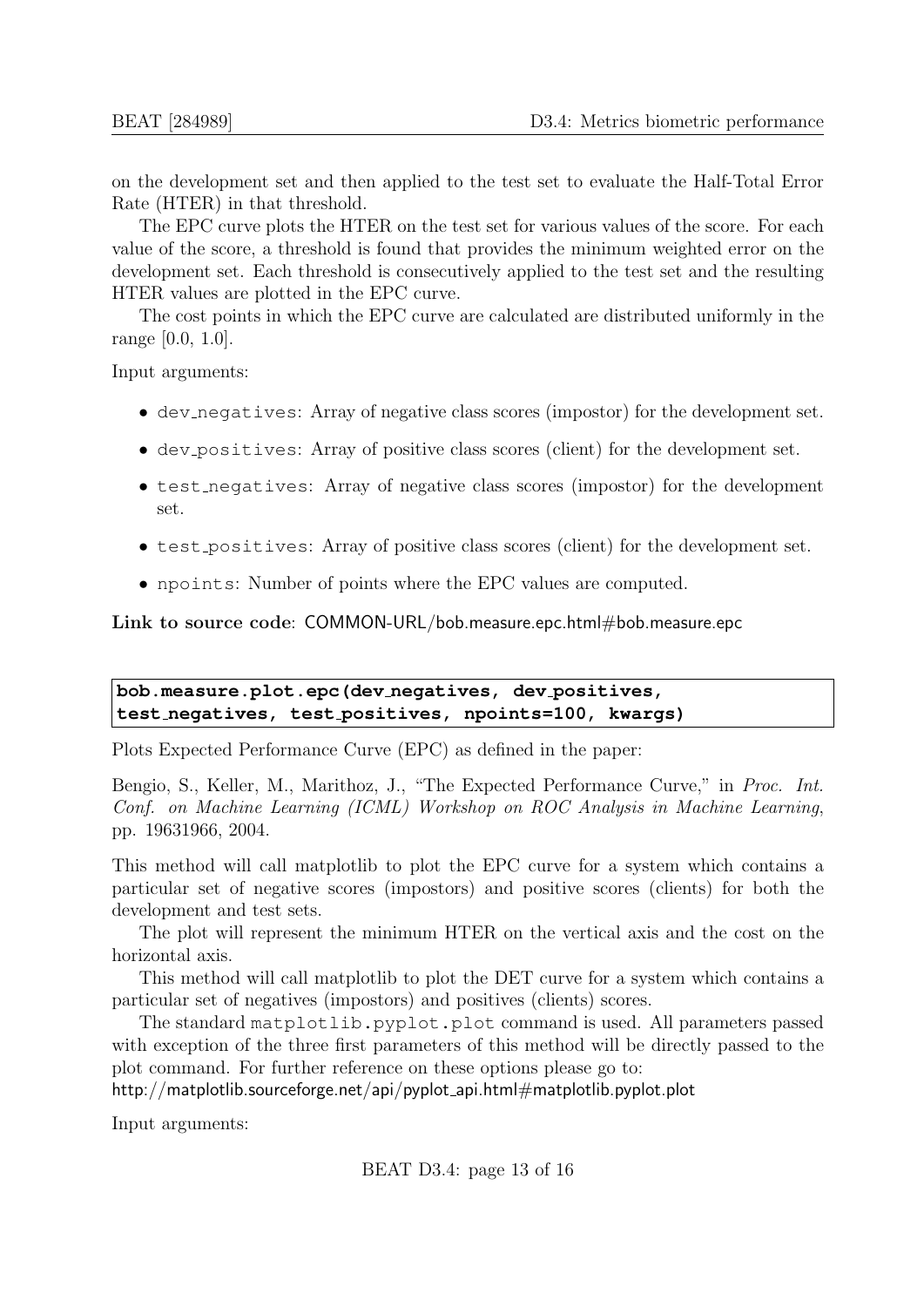on the development set and then applied to the test set to evaluate the Half-Total Error Rate (HTER) in that threshold.

The EPC curve plots the HTER on the test set for various values of the score. For each value of the score, a threshold is found that provides the minimum weighted error on the development set. Each threshold is consecutively applied to the test set and the resulting HTER values are plotted in the EPC curve.

The cost points in which the EPC curve are calculated are distributed uniformly in the range [0.0, 1.0].

Input arguments:

- dev_negatives: Array of negative class scores (impostor) for the development set.
- dev_positives: Array of positive class scores (client) for the development set.
- test_negatives: Array of negative class scores (impostor) for the development set.
- test_positives: Array of positive class scores (client) for the development set.
- npoints: Number of points where the EPC values are computed.

**Link to source code**: COMMON-URL/bob.measure.epc.html#bob.measure.epc

```
bob.measure.plot.epc(dev_negatives, dev_positives,
test_negatives, test_positives, npoints=100, kwargs)
```

Plots Expected Performance Curve (EPC) as defined in the paper:

Bengio, S., Keller, M., Marithoz, J., "The Expected Performance Curve," in *Proc. Int. Conf. on Machine Learning (ICML) Workshop on ROC Analysis in Machine Learning*, pp. 19631966, 2004.

This method will call matplotlib to plot the EPC curve for a system which contains a particular set of negative scores (impostors) and positive scores (clients) for both the development and test sets.

The plot will represent the minimum HTER on the vertical axis and the cost on the horizontal axis.

This method will call matplotlib to plot the DET curve for a system which contains a particular set of negatives (impostors) and positives (clients) scores.

The standard matplotlib.pyplot.plot command is used. All parameters passed with exception of the three first parameters of this method will be directly passed to the plot command. For further reference on these options please go to:
http://matplotlib.sourceforge.net/api/pyplot_api.html#matplotlib.pyplot.plot

Input arguments: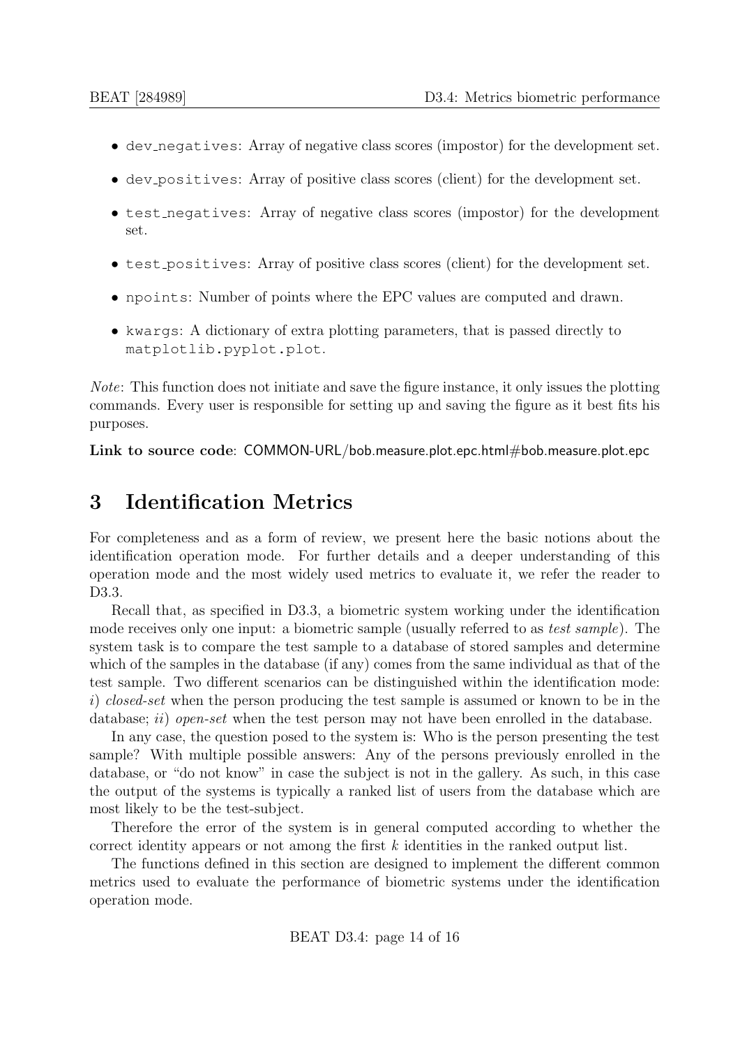- `dev_negatives`: Array of negative class scores (impostor) for the development set.
- `dev_positives`: Array of positive class scores (client) for the development set.
- `test_negatives`: Array of negative class scores (impostor) for the development set.
- `test_positives`: Array of positive class scores (client) for the development set.
- `npoints`: Number of points where the EPC values are computed and drawn.
- `kwargs`: A dictionary of extra plotting parameters, that is passed directly to `matplotlib.pyplot.plot`.

*Note*: This function does not initiate and save the figure instance, it only issues the plotting commands. Every user is responsible for setting up and saving the figure as it best fits his purposes.

**Link to source code**: COMMON-URL/bob.measure.plot.epc.html#bob.measure.plot.epc

# 3 Identification Metrics

For completeness and as a form of review, we present here the basic notions about the identification operation mode. For further details and a deeper understanding of this operation mode and the most widely used metrics to evaluate it, we refer the reader to D3.3.

Recall that, as specified in D3.3, a biometric system working under the identification mode receives only one input: a biometric sample (usually referred to as *test sample*). The system task is to compare the test sample to a database of stored samples and determine which of the samples in the database (if any) comes from the same individual as that of the test sample. Two different scenarios can be distinguished within the identification mode: *i*) *closed-set* when the person producing the test sample is assumed or known to be in the database; *ii*) *open-set* when the test person may not have been enrolled in the database.

In any case, the question posed to the system is: Who is the person presenting the test sample? With multiple possible answers: Any of the persons previously enrolled in the database, or "do not know" in case the subject is not in the gallery. As such, in this case the output of the systems is typically a ranked list of users from the database which are most likely to be the test-subject.

Therefore the error of the system is in general computed according to whether the correct identity appears or not among the first $k$ identities in the ranked output list.

The functions defined in this section are designed to implement the different common metrics used to evaluate the performance of biometric systems under the identification operation mode.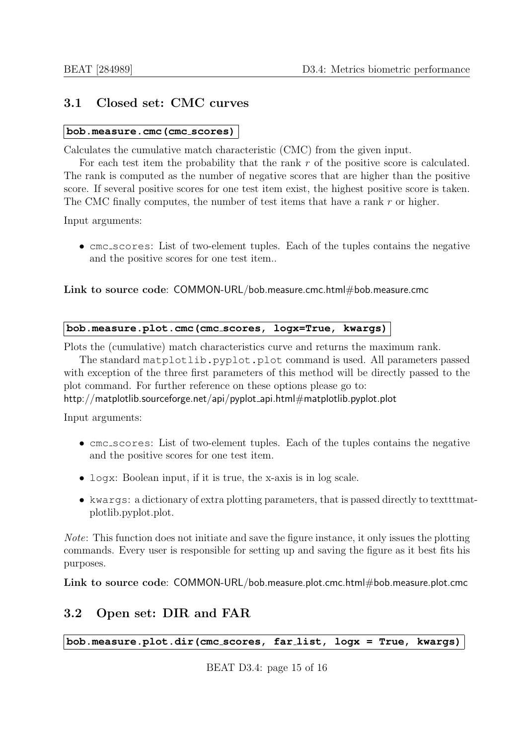## 3.1 Closed set: CMC curves

`bob.measure.cmc(cmc_scores)`

Calculates the cumulative match characteristic (CMC) from the given input.

For each test item the probability that the rank $r$ of the positive score is calculated. The rank is computed as the number of negative scores that are higher than the positive score. If several positive scores for one test item exist, the highest positive score is taken. The CMC finally computes, the number of test items that have a rank $r$ or higher.

Input arguments:

- cmc_scores: List of two-element tuples. Each of the tuples contains the negative and the positive scores for one test item..

**Link to source code**: COMMON-URL/bob.measure.cmc.html#bob.measure.cmc

`bob.measure.plot.cmc(cmc_scores, logx=True, kwargs)`

Plots the (cumulative) match characteristics curve and returns the maximum rank.

The standard matplotlib.pyplot.plot command is used. All parameters passed with exception of the three first parameters of this method will be directly passed to the plot command. For further reference on these options please go to:
http://matplotlib.sourceforge.net/api/pyplot_api.html#matplotlib.pyplot.plot

Input arguments:

- cmc_scores: List of two-element tuples. Each of the tuples contains the negative and the positive scores for one test item.
- logx: Boolean input, if it is true, the x-axis is in log scale.
- kwargs: a dictionary of extra plotting parameters, that is passed directly to texttt matplotlib.pyplot.plot.

*Note*: This function does not initiate and save the figure instance, it only issues the plotting commands. Every user is responsible for setting up and saving the figure as it best fits his purposes.

**Link to source code**: COMMON-URL/bob.measure.plot.cmc.html#bob.measure.plot.cmc

## 3.2 Open set: DIR and FAR

`bob.measure.plot.dir(cmc_scores, far_list, logx = True, kwargs)`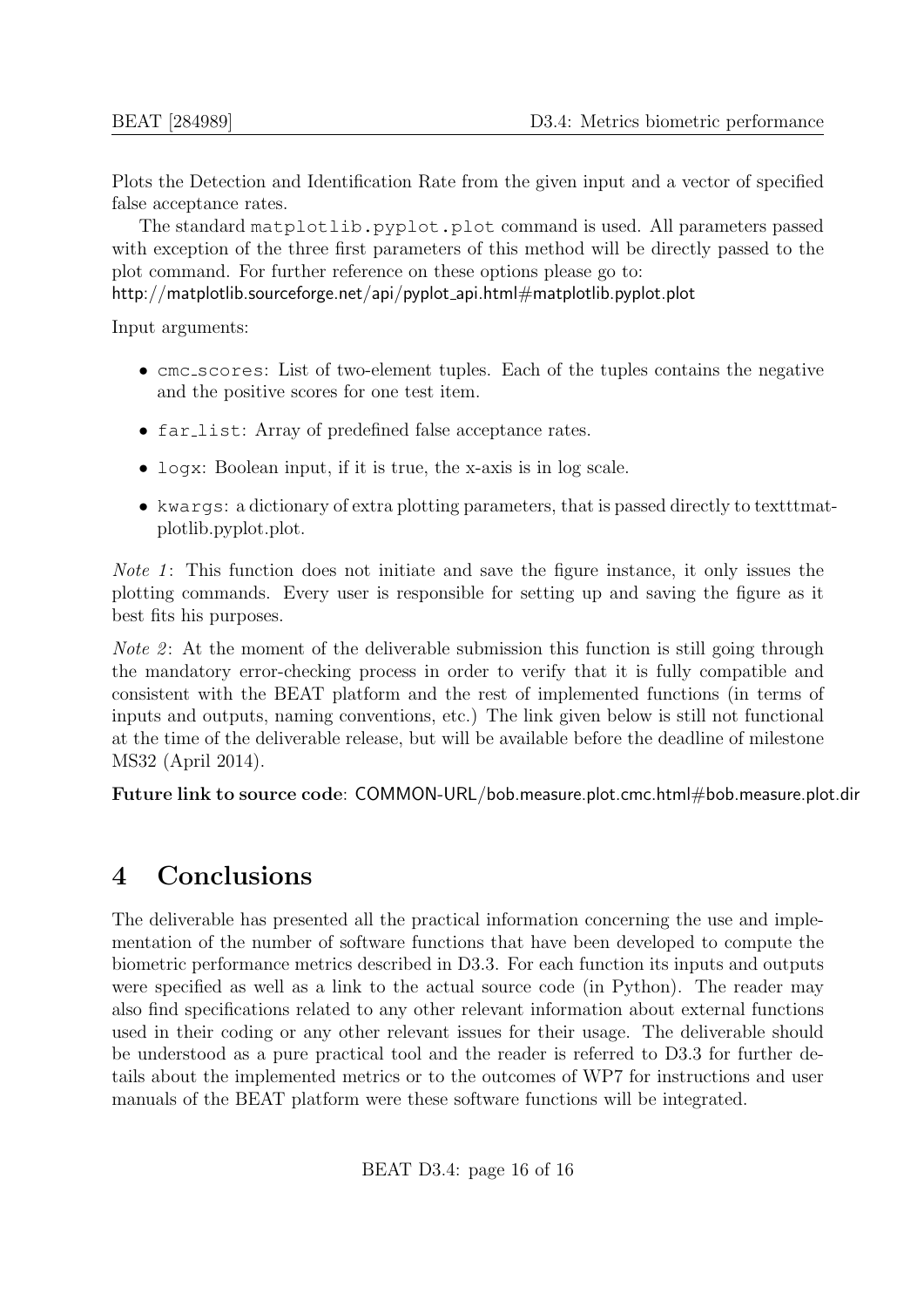Plots the Detection and Identification Rate from the given input and a vector of specified false acceptance rates.

The standard `matplotlib.pyplot.plot` command is used. All parameters passed with exception of the three first parameters of this method will be directly passed to the plot command. For further reference on these options please go to:
http://matplotlib.sourceforge.net/api/pyplot_api.html#matplotlib.pyplot.plot

Input arguments:

- `cmc_scores`: List of two-element tuples. Each of the tuples contains the negative and the positive scores for one test item.
- `far_list`: Array of predefined false acceptance rates.
- `logx`: Boolean input, if it is true, the x-axis is in log scale.
- `kwargs`: a dictionary of extra plotting parameters, that is passed directly to texttmatplotlib.pyplot.plot.

*Note 1*: This function does not initiate and save the figure instance, it only issues the plotting commands. Every user is responsible for setting up and saving the figure as it best fits his purposes.

*Note 2*: At the moment of the deliverable submission this function is still going through the mandatory error-checking process in order to verify that it is fully compatible and consistent with the BEAT platform and the rest of implemented functions (in terms of inputs and outputs, naming conventions, etc.) The link given below is still not functional at the time of the deliverable release, but will be available before the deadline of milestone MS32 (April 2014).

**Future link to source code**: COMMON-URL/bob.measure.plot.cmc.html#bob.measure.plot.dir

# 4 Conclusions

The deliverable has presented all the practical information concerning the use and implementation of the number of software functions that have been developed to compute the biometric performance metrics described in D3.3. For each function its inputs and outputs were specified as well as a link to the actual source code (in Python). The reader may also find specifications related to any other relevant information about external functions used in their coding or any other relevant issues for their usage. The deliverable should be understood as a pure practical tool and the reader is referred to D3.3 for further details about the implemented metrics or to the outcomes of WP7 for instructions and user manuals of the BEAT platform were these software functions will be integrated.